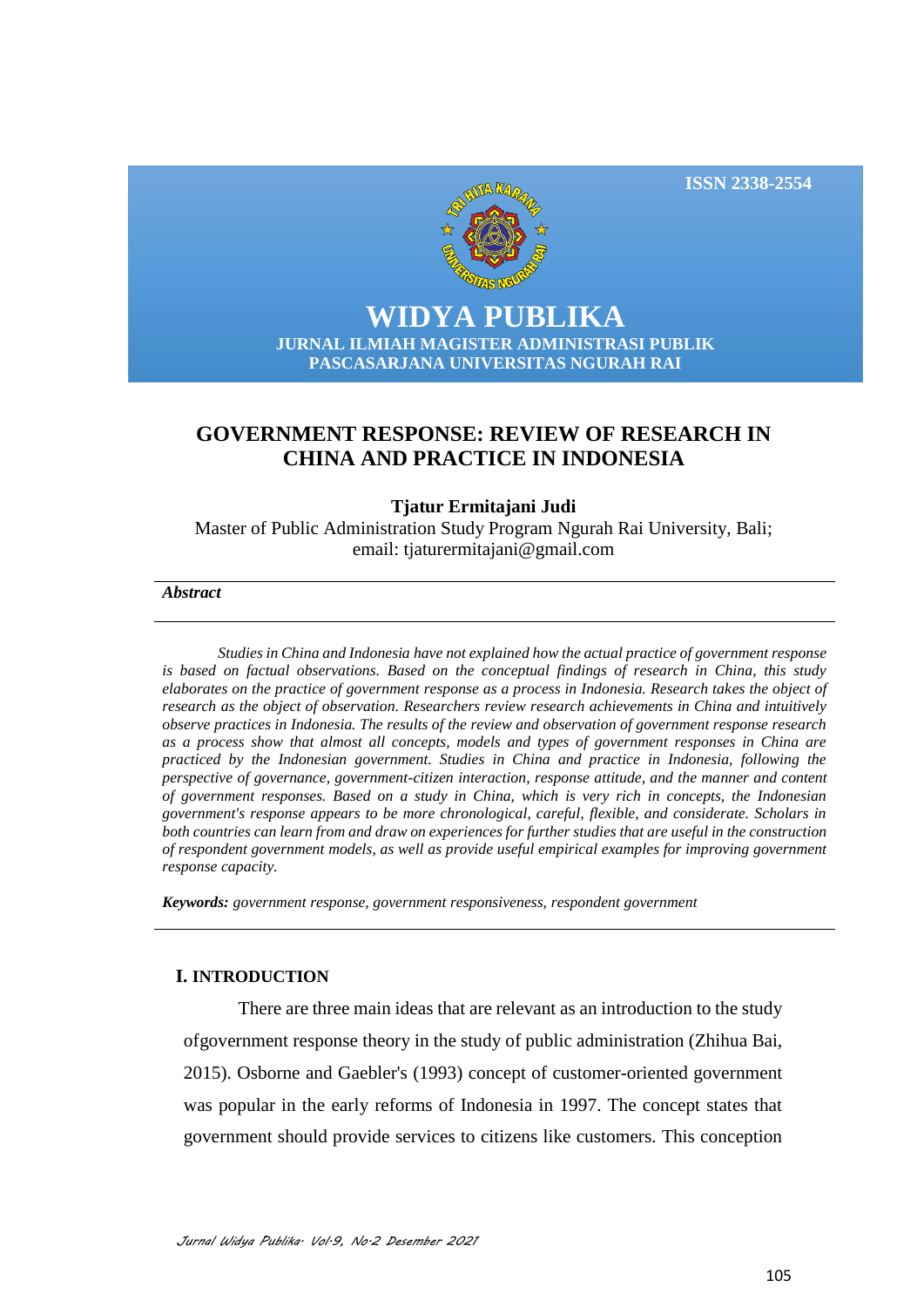ISSN 2338-2554

**WIDYA PUBLIKA**

**JURNAL ILMIAH MAGISTER ADMINISTRASI PUBLIK**
**PASCASARJANA UNIVERSITAS NGURAH RAI**

# GOVERNMENT RESPONSE: REVIEW OF RESEARCH IN CHINA AND PRACTICE IN INDONESIA

**Tjatur Ermitajani Judi**

Master of Public Administration Study Program Ngurah Rai University, Bali; email: tjaturermitajani@gmail.com

***Abstract***

*Studies in China and Indonesia have not explained how the actual practice of government response is based on factual observations. Based on the conceptual findings of research in China, this study elaborates on the practice of government response as a process in Indonesia. Research takes the object of research as the object of observation. Researchers review research achievements in China and intuitively observe practices in Indonesia. The results of the review and observation of government response research as a process show that almost all concepts, models and types of government responses in China are practiced by the Indonesian government. Studies in China and practice in Indonesia, following the perspective of governance, government-citizen interaction, response attitude, and the manner and content of government responses. Based on a study in China, which is very rich in concepts, the Indonesian government's response appears to be more chronological, careful, flexible, and considerate. Scholars in both countries can learn from and draw on experiences for further studies that are useful in the construction of respondent government models, as well as provide useful empirical examples for improving government response capacity.*

***Keywords:*** *government response, government responsiveness, respondent government*

## I. INTRODUCTION

There are three main ideas that are relevant as an introduction to the study ofgovernment response theory in the study of public administration (Zhihua Bai, 2015). Osborne and Gaebler's (1993) concept of customer-oriented government was popular in the early reforms of Indonesia in 1997. The concept states that government should provide services to citizens like customers. This conception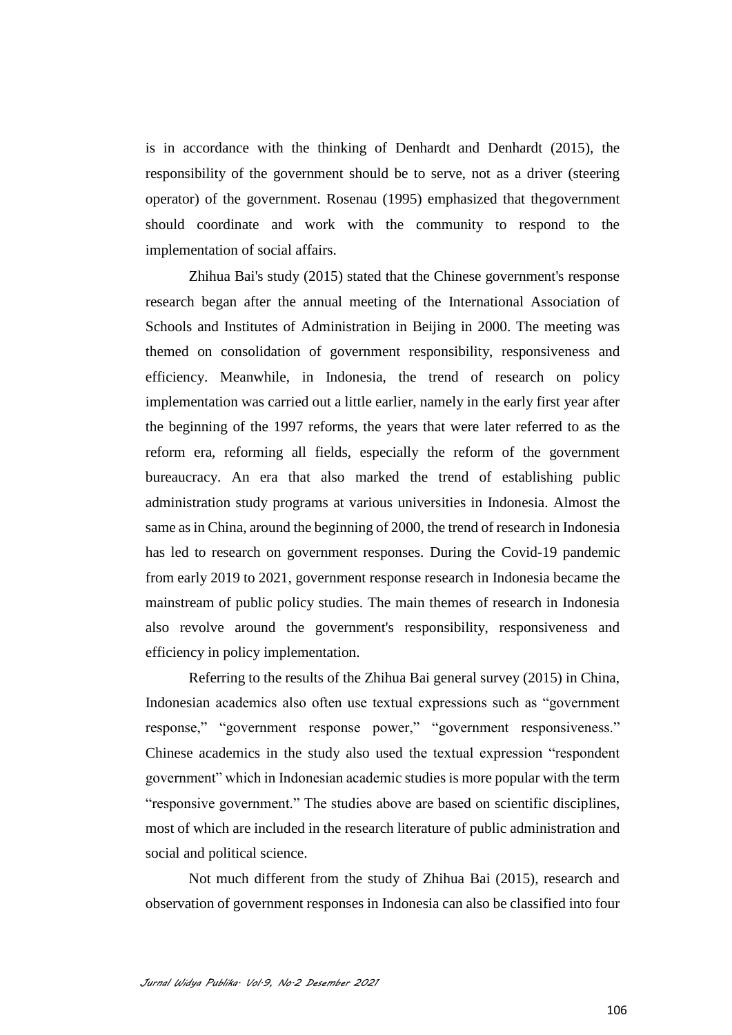is in accordance with the thinking of Denhardt and Denhardt (2015), the responsibility of the government should be to serve, not as a driver (steering operator) of the government. Rosenau (1995) emphasized that thegovernment should coordinate and work with the community to respond to the implementation of social affairs.

Zhihua Bai's study (2015) stated that the Chinese government's response research began after the annual meeting of the International Association of Schools and Institutes of Administration in Beijing in 2000. The meeting was themed on consolidation of government responsibility, responsiveness and efficiency. Meanwhile, in Indonesia, the trend of research on policy implementation was carried out a little earlier, namely in the early first year after the beginning of the 1997 reforms, the years that were later referred to as the reform era, reforming all fields, especially the reform of the government bureaucracy. An era that also marked the trend of establishing public administration study programs at various universities in Indonesia. Almost the same as in China, around the beginning of 2000, the trend of research in Indonesia has led to research on government responses. During the Covid-19 pandemic from early 2019 to 2021, government response research in Indonesia became the mainstream of public policy studies. The main themes of research in Indonesia also revolve around the government's responsibility, responsiveness and efficiency in policy implementation.

Referring to the results of the Zhihua Bai general survey (2015) in China, Indonesian academics also often use textual expressions such as "government response," "government response power," "government responsiveness." Chinese academics in the study also used the textual expression "respondent government" which in Indonesian academic studies is more popular with the term "responsive government." The studies above are based on scientific disciplines, most of which are included in the research literature of public administration and social and political science.

Not much different from the study of Zhihua Bai (2015), research and observation of government responses in Indonesia can also be classified into four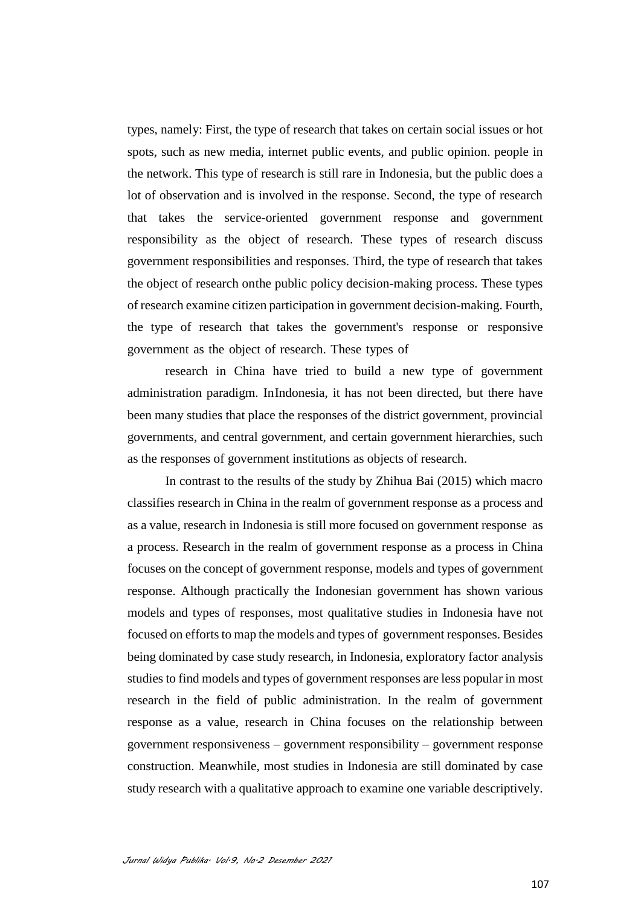types, namely: First, the type of research that takes on certain social issues or hot spots, such as new media, internet public events, and public opinion. people in the network. This type of research is still rare in Indonesia, but the public does a lot of observation and is involved in the response. Second, the type of research that takes the service-oriented government response and government responsibility as the object of research. These types of research discuss government responsibilities and responses. Third, the type of research that takes the object of research onthe public policy decision-making process. These types of research examine citizen participation in government decision-making. Fourth, the type of research that takes the government's response or responsive government as the object of research. These types of

research in China have tried to build a new type of government administration paradigm. InIndonesia, it has not been directed, but there have been many studies that place the responses of the district government, provincial governments, and central government, and certain government hierarchies, such as the responses of government institutions as objects of research.

In contrast to the results of the study by Zhihua Bai (2015) which macro classifies research in China in the realm of government response as a process and as a value, research in Indonesia is still more focused on government response as a process. Research in the realm of government response as a process in China focuses on the concept of government response, models and types of government response. Although practically the Indonesian government has shown various models and types of responses, most qualitative studies in Indonesia have not focused on efforts to map the models and types of government responses. Besides being dominated by case study research, in Indonesia, exploratory factor analysis studies to find models and types of government responses are less popular in most research in the field of public administration. In the realm of government response as a value, research in China focuses on the relationship between government responsiveness – government responsibility – government response construction. Meanwhile, most studies in Indonesia are still dominated by case study research with a qualitative approach to examine one variable descriptively.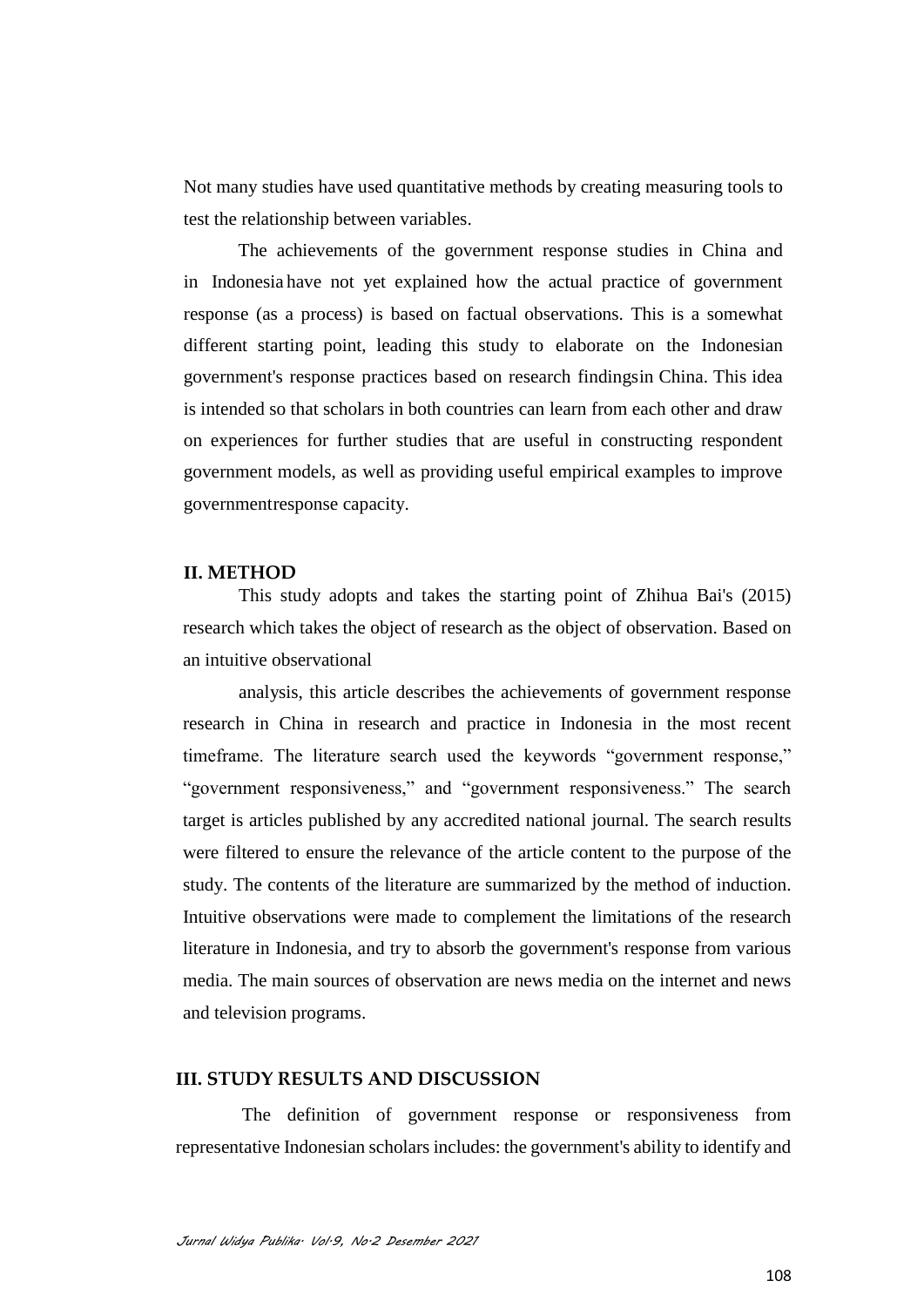Not many studies have used quantitative methods by creating measuring tools to test the relationship between variables.

The achievements of the government response studies in China and in Indonesia have not yet explained how the actual practice of government response (as a process) is based on factual observations. This is a somewhat different starting point, leading this study to elaborate on the Indonesian government's response practices based on research findingsin China. This idea is intended so that scholars in both countries can learn from each other and draw on experiences for further studies that are useful in constructing respondent government models, as well as providing useful empirical examples to improve governmentresponse capacity.

## II. METHOD

This study adopts and takes the starting point of Zhihua Bai's (2015) research which takes the object of research as the object of observation. Based on an intuitive observational

analysis, this article describes the achievements of government response research in China in research and practice in Indonesia in the most recent timeframe. The literature search used the keywords "government response," "government responsiveness," and "government responsiveness." The search target is articles published by any accredited national journal. The search results were filtered to ensure the relevance of the article content to the purpose of the study. The contents of the literature are summarized by the method of induction. Intuitive observations were made to complement the limitations of the research literature in Indonesia, and try to absorb the government's response from various media. The main sources of observation are news media on the internet and news and television programs.

## III. STUDY RESULTS AND DISCUSSION

The definition of government response or responsiveness from representative Indonesian scholars includes: the government's ability to identify and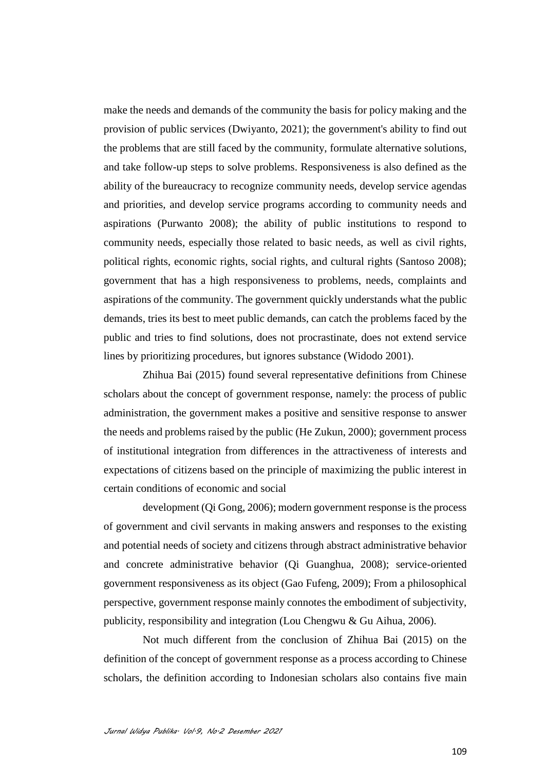make the needs and demands of the community the basis for policy making and the provision of public services (Dwiyanto, 2021); the government's ability to find out the problems that are still faced by the community, formulate alternative solutions, and take follow-up steps to solve problems. Responsiveness is also defined as the ability of the bureaucracy to recognize community needs, develop service agendas and priorities, and develop service programs according to community needs and aspirations (Purwanto 2008); the ability of public institutions to respond to community needs, especially those related to basic needs, as well as civil rights, political rights, economic rights, social rights, and cultural rights (Santoso 2008); government that has a high responsiveness to problems, needs, complaints and aspirations of the community. The government quickly understands what the public demands, tries its best to meet public demands, can catch the problems faced by the public and tries to find solutions, does not procrastinate, does not extend service lines by prioritizing procedures, but ignores substance (Widodo 2001).

Zhihua Bai (2015) found several representative definitions from Chinese scholars about the concept of government response, namely: the process of public administration, the government makes a positive and sensitive response to answer the needs and problems raised by the public (He Zukun, 2000); government process of institutional integration from differences in the attractiveness of interests and expectations of citizens based on the principle of maximizing the public interest in certain conditions of economic and social

development (Qi Gong, 2006); modern government response is the process of government and civil servants in making answers and responses to the existing and potential needs of society and citizens through abstract administrative behavior and concrete administrative behavior (Qi Guanghua, 2008); service-oriented government responsiveness as its object (Gao Fufeng, 2009); From a philosophical perspective, government response mainly connotes the embodiment of subjectivity, publicity, responsibility and integration (Lou Chengwu & Gu Aihua, 2006).

Not much different from the conclusion of Zhihua Bai (2015) on the definition of the concept of government response as a process according to Chinese scholars, the definition according to Indonesian scholars also contains five main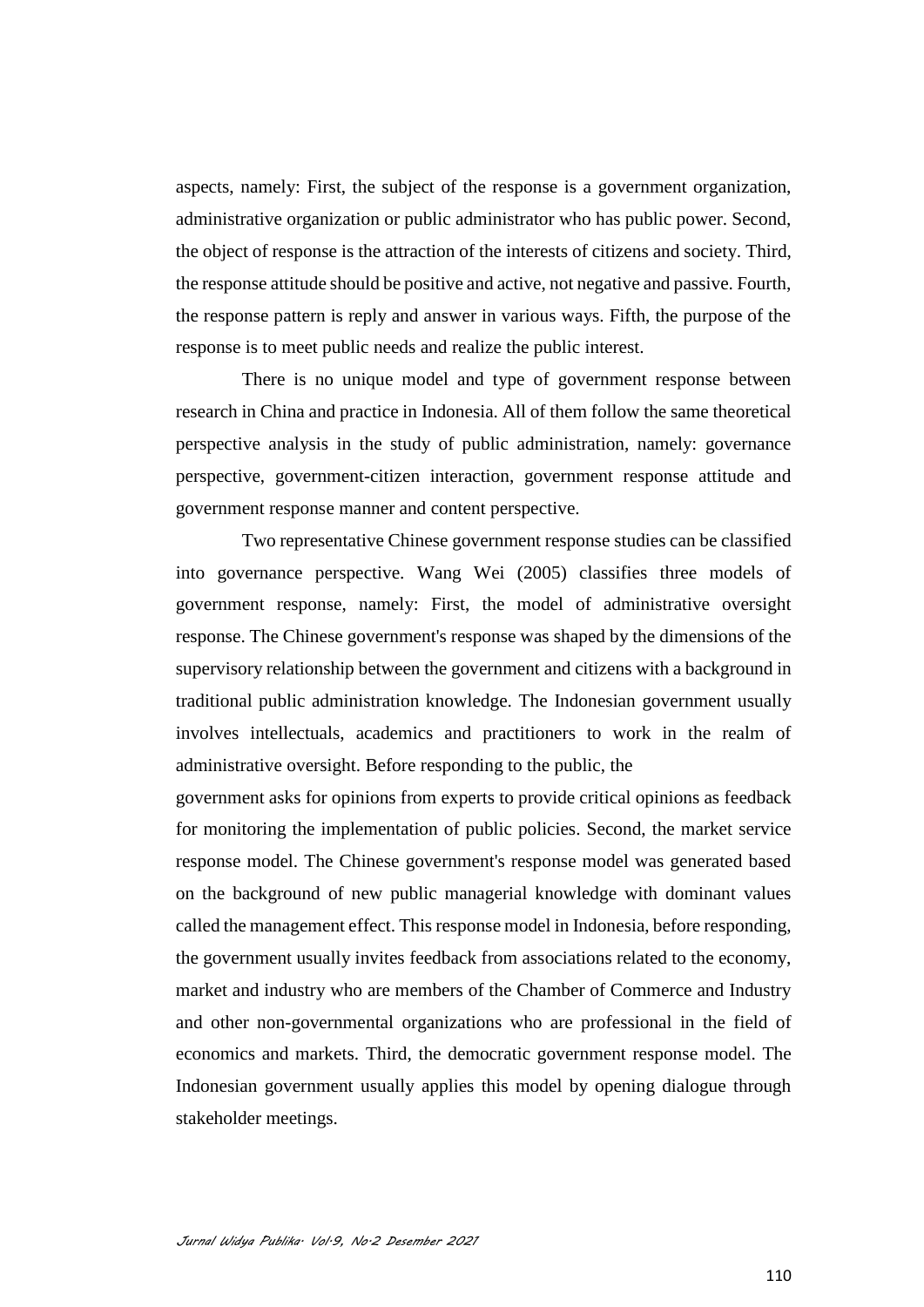aspects, namely: First, the subject of the response is a government organization, administrative organization or public administrator who has public power. Second, the object of response is the attraction of the interests of citizens and society. Third, the response attitude should be positive and active, not negative and passive. Fourth, the response pattern is reply and answer in various ways. Fifth, the purpose of the response is to meet public needs and realize the public interest.

There is no unique model and type of government response between research in China and practice in Indonesia. All of them follow the same theoretical perspective analysis in the study of public administration, namely: governance perspective, government-citizen interaction, government response attitude and government response manner and content perspective.

Two representative Chinese government response studies can be classified into governance perspective. Wang Wei (2005) classifies three models of government response, namely: First, the model of administrative oversight response. The Chinese government's response was shaped by the dimensions of the supervisory relationship between the government and citizens with a background in traditional public administration knowledge. The Indonesian government usually involves intellectuals, academics and practitioners to work in the realm of administrative oversight. Before responding to the public, the government asks for opinions from experts to provide critical opinions as feedback for monitoring the implementation of public policies. Second, the market service response model. The Chinese government's response model was generated based on the background of new public managerial knowledge with dominant values called the management effect. This response model in Indonesia, before responding, the government usually invites feedback from associations related to the economy, market and industry who are members of the Chamber of Commerce and Industry and other non-governmental organizations who are professional in the field of economics and markets. Third, the democratic government response model. The Indonesian government usually applies this model by opening dialogue through stakeholder meetings.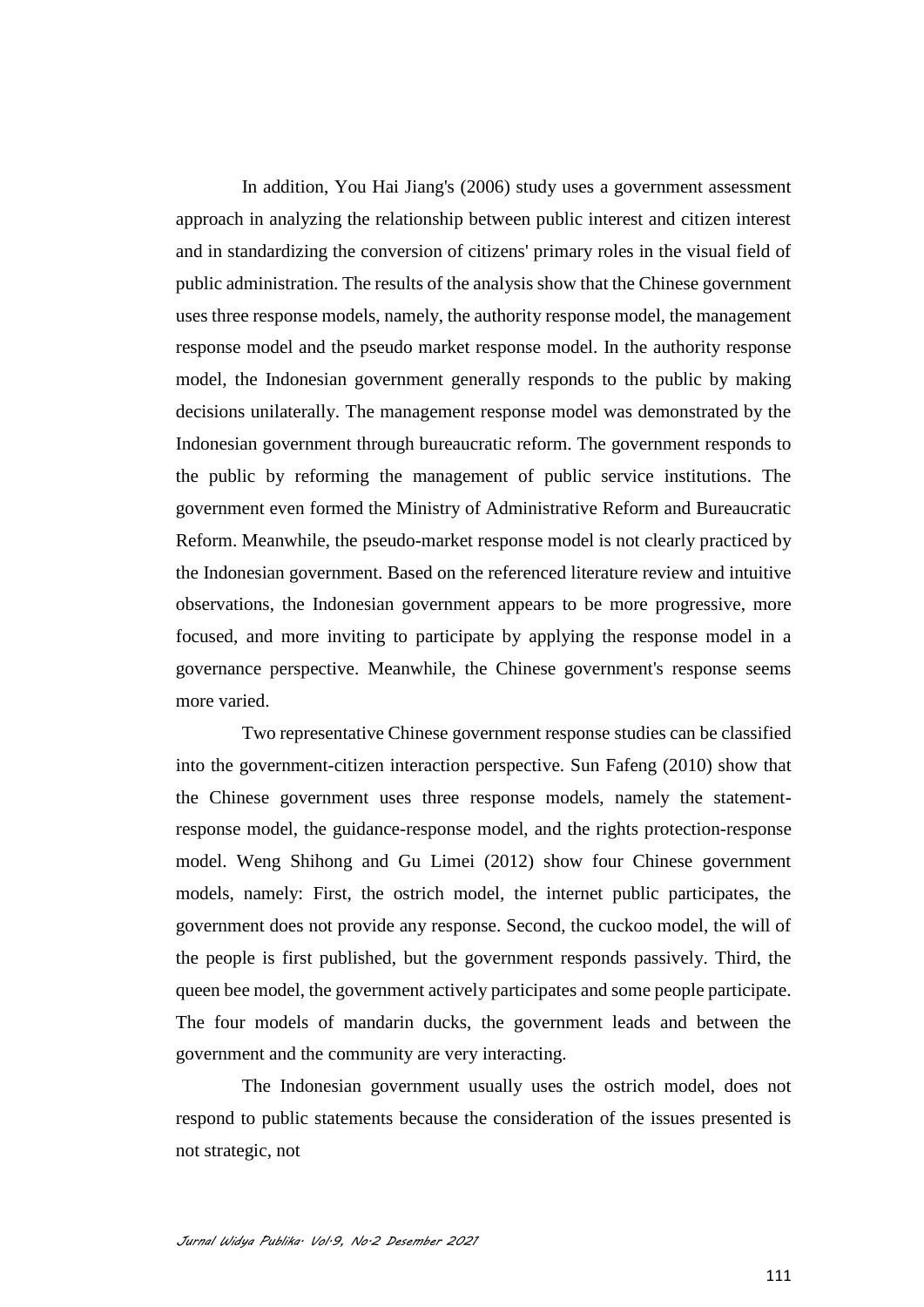In addition, You Hai Jiang's (2006) study uses a government assessment approach in analyzing the relationship between public interest and citizen interest and in standardizing the conversion of citizens' primary roles in the visual field of public administration. The results of the analysis show that the Chinese government uses three response models, namely, the authority response model, the management response model and the pseudo market response model. In the authority response model, the Indonesian government generally responds to the public by making decisions unilaterally. The management response model was demonstrated by the Indonesian government through bureaucratic reform. The government responds to the public by reforming the management of public service institutions. The government even formed the Ministry of Administrative Reform and Bureaucratic Reform. Meanwhile, the pseudo-market response model is not clearly practiced by the Indonesian government. Based on the referenced literature review and intuitive observations, the Indonesian government appears to be more progressive, more focused, and more inviting to participate by applying the response model in a governance perspective. Meanwhile, the Chinese government's response seems more varied.

Two representative Chinese government response studies can be classified into the government-citizen interaction perspective. Sun Fafeng (2010) show that the Chinese government uses three response models, namely the statement-response model, the guidance-response model, and the rights protection-response model. Weng Shihong and Gu Limei (2012) show four Chinese government models, namely: First, the ostrich model, the internet public participates, the government does not provide any response. Second, the cuckoo model, the will of the people is first published, but the government responds passively. Third, the queen bee model, the government actively participates and some people participate. The four models of mandarin ducks, the government leads and between the government and the community are very interacting.

The Indonesian government usually uses the ostrich model, does not respond to public statements because the consideration of the issues presented is not strategic, not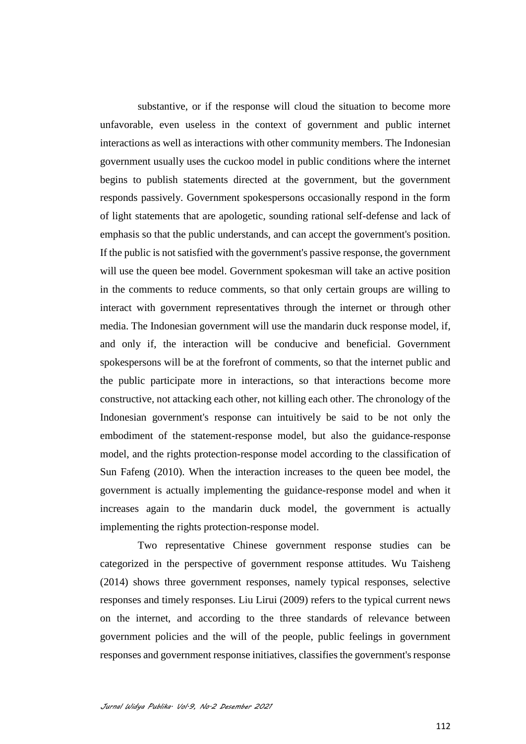substantive, or if the response will cloud the situation to become more unfavorable, even useless in the context of government and public internet interactions as well as interactions with other community members. The Indonesian government usually uses the cuckoo model in public conditions where the internet begins to publish statements directed at the government, but the government responds passively. Government spokespersons occasionally respond in the form of light statements that are apologetic, sounding rational self-defense and lack of emphasis so that the public understands, and can accept the government's position. If the public is not satisfied with the government's passive response, the government will use the queen bee model. Government spokesman will take an active position in the comments to reduce comments, so that only certain groups are willing to interact with government representatives through the internet or through other media. The Indonesian government will use the mandarin duck response model, if, and only if, the interaction will be conducive and beneficial. Government spokespersons will be at the forefront of comments, so that the internet public and the public participate more in interactions, so that interactions become more constructive, not attacking each other, not killing each other. The chronology of the Indonesian government's response can intuitively be said to be not only the embodiment of the statement-response model, but also the guidance-response model, and the rights protection-response model according to the classification of Sun Fafeng (2010). When the interaction increases to the queen bee model, the government is actually implementing the guidance-response model and when it increases again to the mandarin duck model, the government is actually implementing the rights protection-response model.

Two representative Chinese government response studies can be categorized in the perspective of government response attitudes. Wu Taisheng (2014) shows three government responses, namely typical responses, selective responses and timely responses. Liu Lirui (2009) refers to the typical current news on the internet, and according to the three standards of relevance between government policies and the will of the people, public feelings in government responses and government response initiatives, classifies the government's response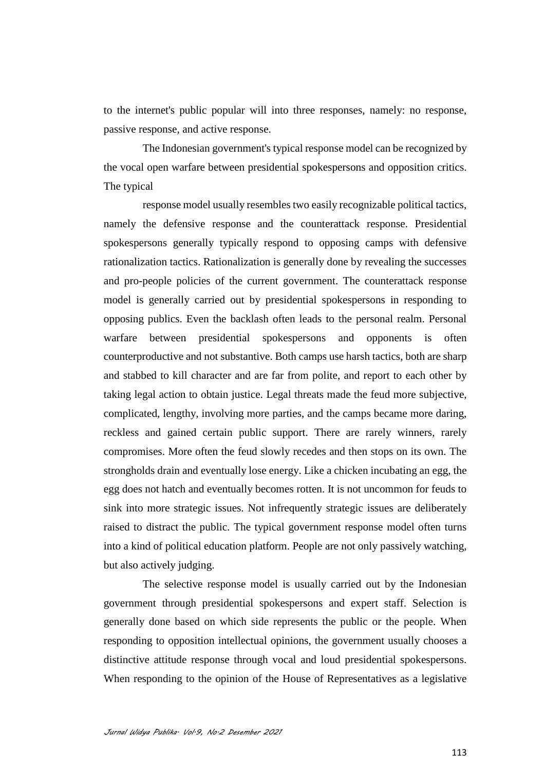to the internet's public popular will into three responses, namely: no response, passive response, and active response.

The Indonesian government's typical response model can be recognized by the vocal open warfare between presidential spokespersons and opposition critics. The typical

response model usually resembles two easily recognizable political tactics, namely the defensive response and the counterattack response. Presidential spokespersons generally typically respond to opposing camps with defensive rationalization tactics. Rationalization is generally done by revealing the successes and pro-people policies of the current government. The counterattack response model is generally carried out by presidential spokespersons in responding to opposing publics. Even the backlash often leads to the personal realm. Personal warfare between presidential spokespersons and opponents is often counterproductive and not substantive. Both camps use harsh tactics, both are sharp and stabbed to kill character and are far from polite, and report to each other by taking legal action to obtain justice. Legal threats made the feud more subjective, complicated, lengthy, involving more parties, and the camps became more daring, reckless and gained certain public support. There are rarely winners, rarely compromises. More often the feud slowly recedes and then stops on its own. The strongholds drain and eventually lose energy. Like a chicken incubating an egg, the egg does not hatch and eventually becomes rotten. It is not uncommon for feuds to sink into more strategic issues. Not infrequently strategic issues are deliberately raised to distract the public. The typical government response model often turns into a kind of political education platform. People are not only passively watching, but also actively judging.

The selective response model is usually carried out by the Indonesian government through presidential spokespersons and expert staff. Selection is generally done based on which side represents the public or the people. When responding to opposition intellectual opinions, the government usually chooses a distinctive attitude response through vocal and loud presidential spokespersons. When responding to the opinion of the House of Representatives as a legislative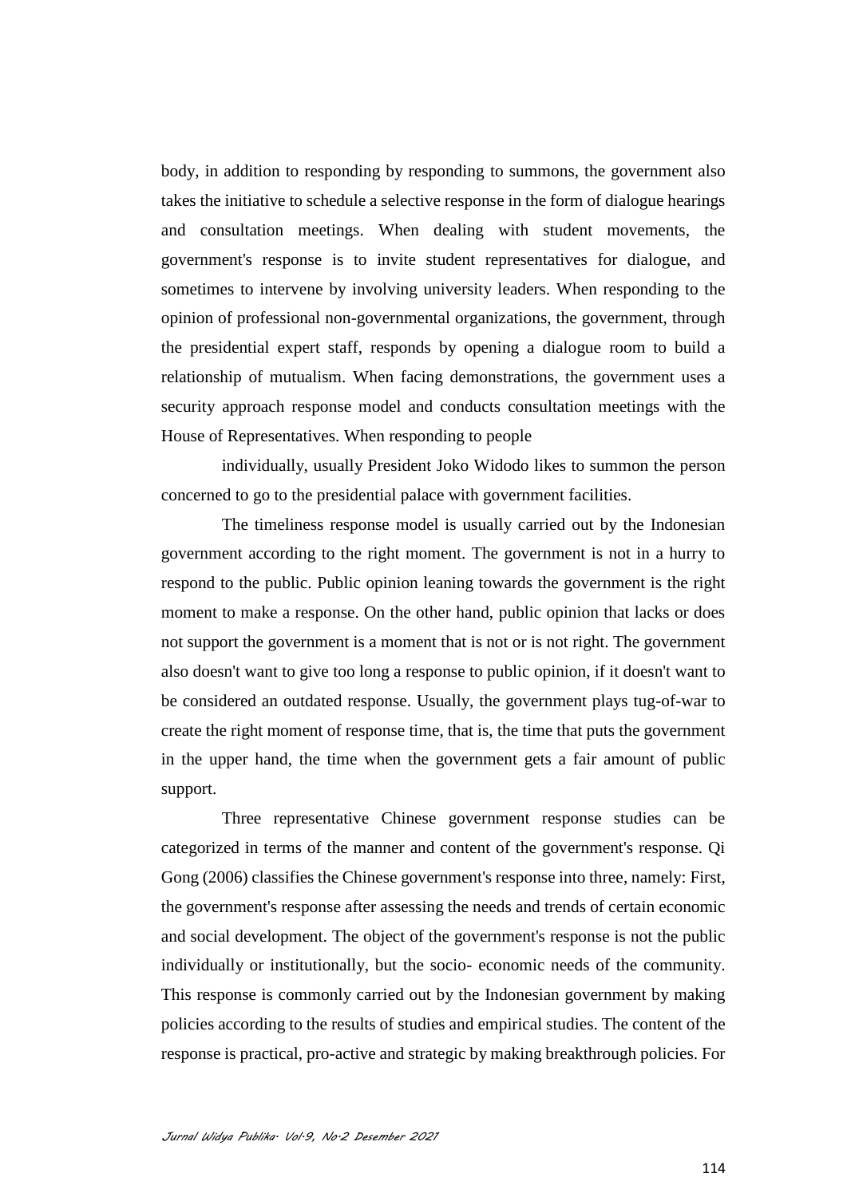body, in addition to responding by responding to summons, the government also takes the initiative to schedule a selective response in the form of dialogue hearings and consultation meetings. When dealing with student movements, the government's response is to invite student representatives for dialogue, and sometimes to intervene by involving university leaders. When responding to the opinion of professional non-governmental organizations, the government, through the presidential expert staff, responds by opening a dialogue room to build a relationship of mutualism. When facing demonstrations, the government uses a security approach response model and conducts consultation meetings with the House of Representatives. When responding to people

individually, usually President Joko Widodo likes to summon the person concerned to go to the presidential palace with government facilities.

The timeliness response model is usually carried out by the Indonesian government according to the right moment. The government is not in a hurry to respond to the public. Public opinion leaning towards the government is the right moment to make a response. On the other hand, public opinion that lacks or does not support the government is a moment that is not or is not right. The government also doesn't want to give too long a response to public opinion, if it doesn't want to be considered an outdated response. Usually, the government plays tug-of-war to create the right moment of response time, that is, the time that puts the government in the upper hand, the time when the government gets a fair amount of public support.

Three representative Chinese government response studies can be categorized in terms of the manner and content of the government's response. Qi Gong (2006) classifies the Chinese government's response into three, namely: First, the government's response after assessing the needs and trends of certain economic and social development. The object of the government's response is not the public individually or institutionally, but the socio- economic needs of the community. This response is commonly carried out by the Indonesian government by making policies according to the results of studies and empirical studies. The content of the response is practical, pro-active and strategic by making breakthrough policies. For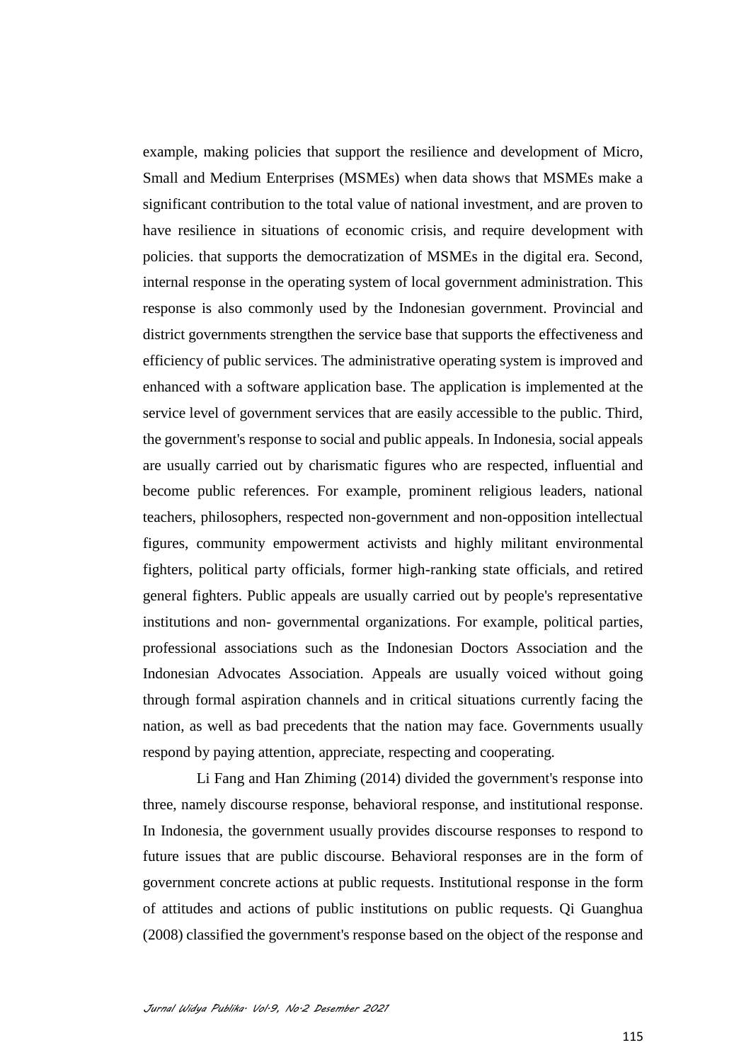example, making policies that support the resilience and development of Micro, Small and Medium Enterprises (MSMEs) when data shows that MSMEs make a significant contribution to the total value of national investment, and are proven to have resilience in situations of economic crisis, and require development with policies. that supports the democratization of MSMEs in the digital era. Second, internal response in the operating system of local government administration. This response is also commonly used by the Indonesian government. Provincial and district governments strengthen the service base that supports the effectiveness and efficiency of public services. The administrative operating system is improved and enhanced with a software application base. The application is implemented at the service level of government services that are easily accessible to the public. Third, the government's response to social and public appeals. In Indonesia, social appeals are usually carried out by charismatic figures who are respected, influential and become public references. For example, prominent religious leaders, national teachers, philosophers, respected non-government and non-opposition intellectual figures, community empowerment activists and highly militant environmental fighters, political party officials, former high-ranking state officials, and retired general fighters. Public appeals are usually carried out by people's representative institutions and non- governmental organizations. For example, political parties, professional associations such as the Indonesian Doctors Association and the Indonesian Advocates Association. Appeals are usually voiced without going through formal aspiration channels and in critical situations currently facing the nation, as well as bad precedents that the nation may face. Governments usually respond by paying attention, appreciate, respecting and cooperating.

Li Fang and Han Zhiming (2014) divided the government's response into three, namely discourse response, behavioral response, and institutional response. In Indonesia, the government usually provides discourse responses to respond to future issues that are public discourse. Behavioral responses are in the form of government concrete actions at public requests. Institutional response in the form of attitudes and actions of public institutions on public requests. Qi Guanghua (2008) classified the government's response based on the object of the response and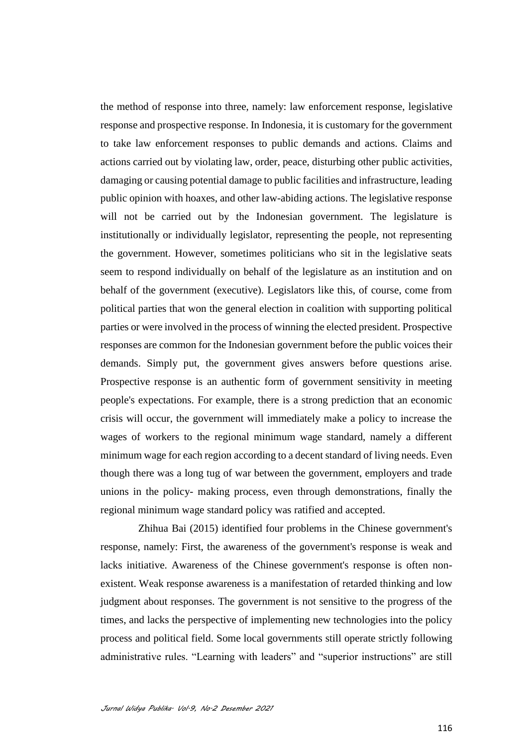the method of response into three, namely: law enforcement response, legislative response and prospective response. In Indonesia, it is customary for the government to take law enforcement responses to public demands and actions. Claims and actions carried out by violating law, order, peace, disturbing other public activities, damaging or causing potential damage to public facilities and infrastructure, leading public opinion with hoaxes, and other law-abiding actions. The legislative response will not be carried out by the Indonesian government. The legislature is institutionally or individually legislator, representing the people, not representing the government. However, sometimes politicians who sit in the legislative seats seem to respond individually on behalf of the legislature as an institution and on behalf of the government (executive). Legislators like this, of course, come from political parties that won the general election in coalition with supporting political parties or were involved in the process of winning the elected president. Prospective responses are common for the Indonesian government before the public voices their demands. Simply put, the government gives answers before questions arise. Prospective response is an authentic form of government sensitivity in meeting people's expectations. For example, there is a strong prediction that an economic crisis will occur, the government will immediately make a policy to increase the wages of workers to the regional minimum wage standard, namely a different minimum wage for each region according to a decent standard of living needs. Even though there was a long tug of war between the government, employers and trade unions in the policy- making process, even through demonstrations, finally the regional minimum wage standard policy was ratified and accepted.

Zhihua Bai (2015) identified four problems in the Chinese government's response, namely: First, the awareness of the government's response is weak and lacks initiative. Awareness of the Chinese government's response is often non-existent. Weak response awareness is a manifestation of retarded thinking and low judgment about responses. The government is not sensitive to the progress of the times, and lacks the perspective of implementing new technologies into the policy process and political field. Some local governments still operate strictly following administrative rules. "Learning with leaders" and "superior instructions" are still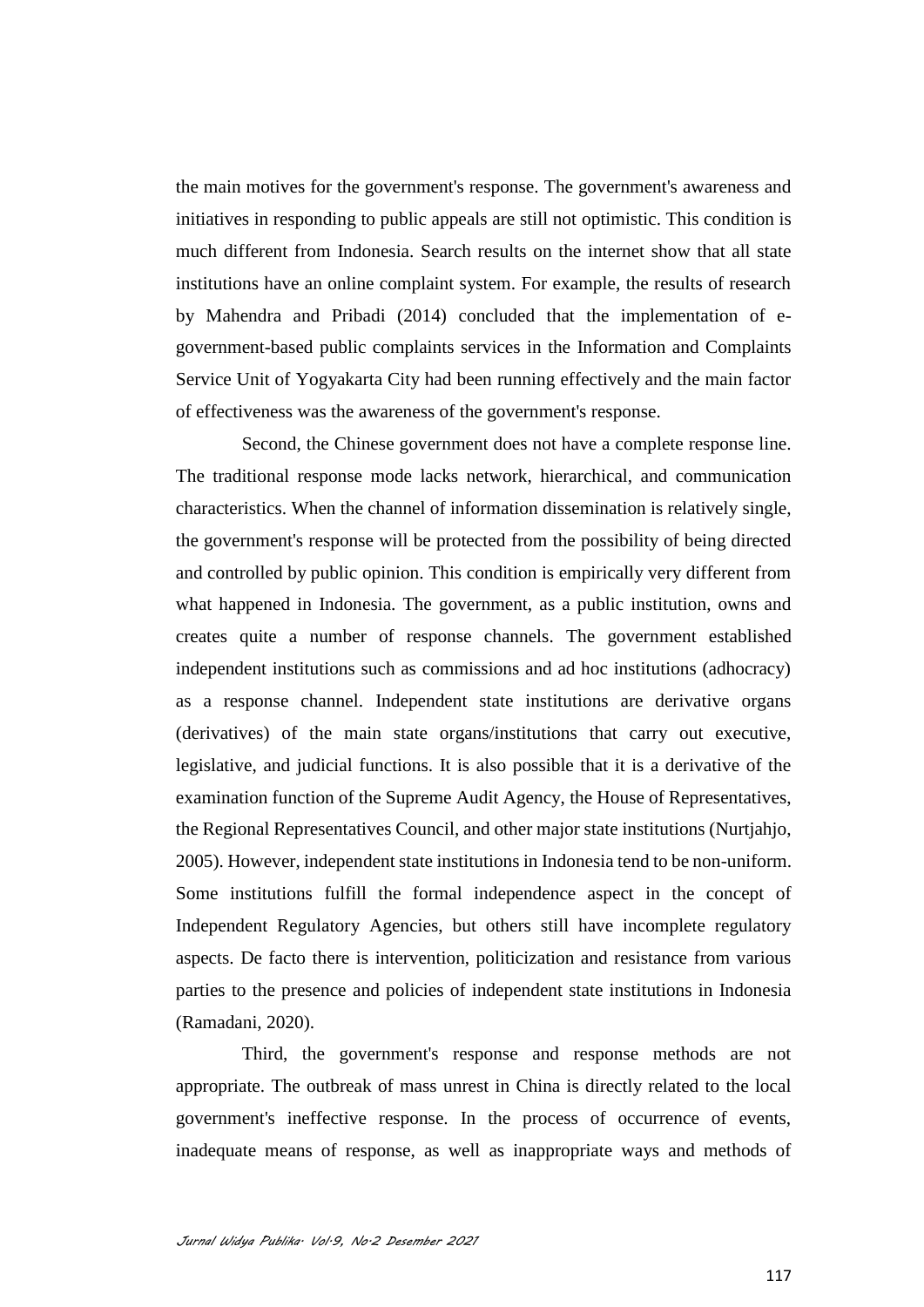the main motives for the government's response. The government's awareness and initiatives in responding to public appeals are still not optimistic. This condition is much different from Indonesia. Search results on the internet show that all state institutions have an online complaint system. For example, the results of research by Mahendra and Pribadi (2014) concluded that the implementation of e-government-based public complaints services in the Information and Complaints Service Unit of Yogyakarta City had been running effectively and the main factor of effectiveness was the awareness of the government's response.

Second, the Chinese government does not have a complete response line. The traditional response mode lacks network, hierarchical, and communication characteristics. When the channel of information dissemination is relatively single, the government's response will be protected from the possibility of being directed and controlled by public opinion. This condition is empirically very different from what happened in Indonesia. The government, as a public institution, owns and creates quite a number of response channels. The government established independent institutions such as commissions and ad hoc institutions (adhocracy) as a response channel. Independent state institutions are derivative organs (derivatives) of the main state organs/institutions that carry out executive, legislative, and judicial functions. It is also possible that it is a derivative of the examination function of the Supreme Audit Agency, the House of Representatives, the Regional Representatives Council, and other major state institutions (Nurtjahjo, 2005). However, independent state institutions in Indonesia tend to be non-uniform. Some institutions fulfill the formal independence aspect in the concept of Independent Regulatory Agencies, but others still have incomplete regulatory aspects. De facto there is intervention, politicization and resistance from various parties to the presence and policies of independent state institutions in Indonesia (Ramadani, 2020).

Third, the government's response and response methods are not appropriate. The outbreak of mass unrest in China is directly related to the local government's ineffective response. In the process of occurrence of events, inadequate means of response, as well as inappropriate ways and methods of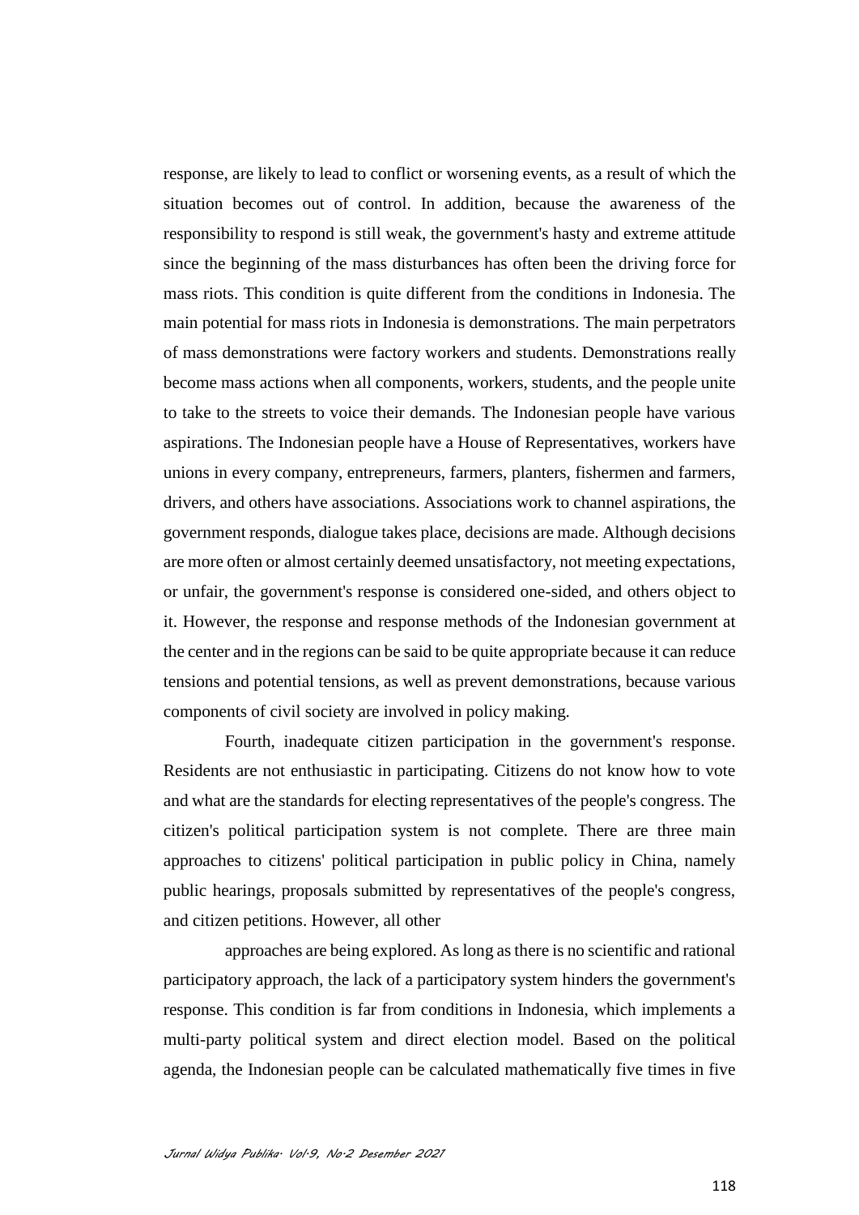response, are likely to lead to conflict or worsening events, as a result of which the situation becomes out of control. In addition, because the awareness of the responsibility to respond is still weak, the government's hasty and extreme attitude since the beginning of the mass disturbances has often been the driving force for mass riots. This condition is quite different from the conditions in Indonesia. The main potential for mass riots in Indonesia is demonstrations. The main perpetrators of mass demonstrations were factory workers and students. Demonstrations really become mass actions when all components, workers, students, and the people unite to take to the streets to voice their demands. The Indonesian people have various aspirations. The Indonesian people have a House of Representatives, workers have unions in every company, entrepreneurs, farmers, planters, fishermen and farmers, drivers, and others have associations. Associations work to channel aspirations, the government responds, dialogue takes place, decisions are made. Although decisions are more often or almost certainly deemed unsatisfactory, not meeting expectations, or unfair, the government's response is considered one-sided, and others object to it. However, the response and response methods of the Indonesian government at the center and in the regions can be said to be quite appropriate because it can reduce tensions and potential tensions, as well as prevent demonstrations, because various components of civil society are involved in policy making.

Fourth, inadequate citizen participation in the government's response. Residents are not enthusiastic in participating. Citizens do not know how to vote and what are the standards for electing representatives of the people's congress. The citizen's political participation system is not complete. There are three main approaches to citizens' political participation in public policy in China, namely public hearings, proposals submitted by representatives of the people's congress, and citizen petitions. However, all other

approaches are being explored. As long as there is no scientific and rational participatory approach, the lack of a participatory system hinders the government's response. This condition is far from conditions in Indonesia, which implements a multi-party political system and direct election model. Based on the political agenda, the Indonesian people can be calculated mathematically five times in five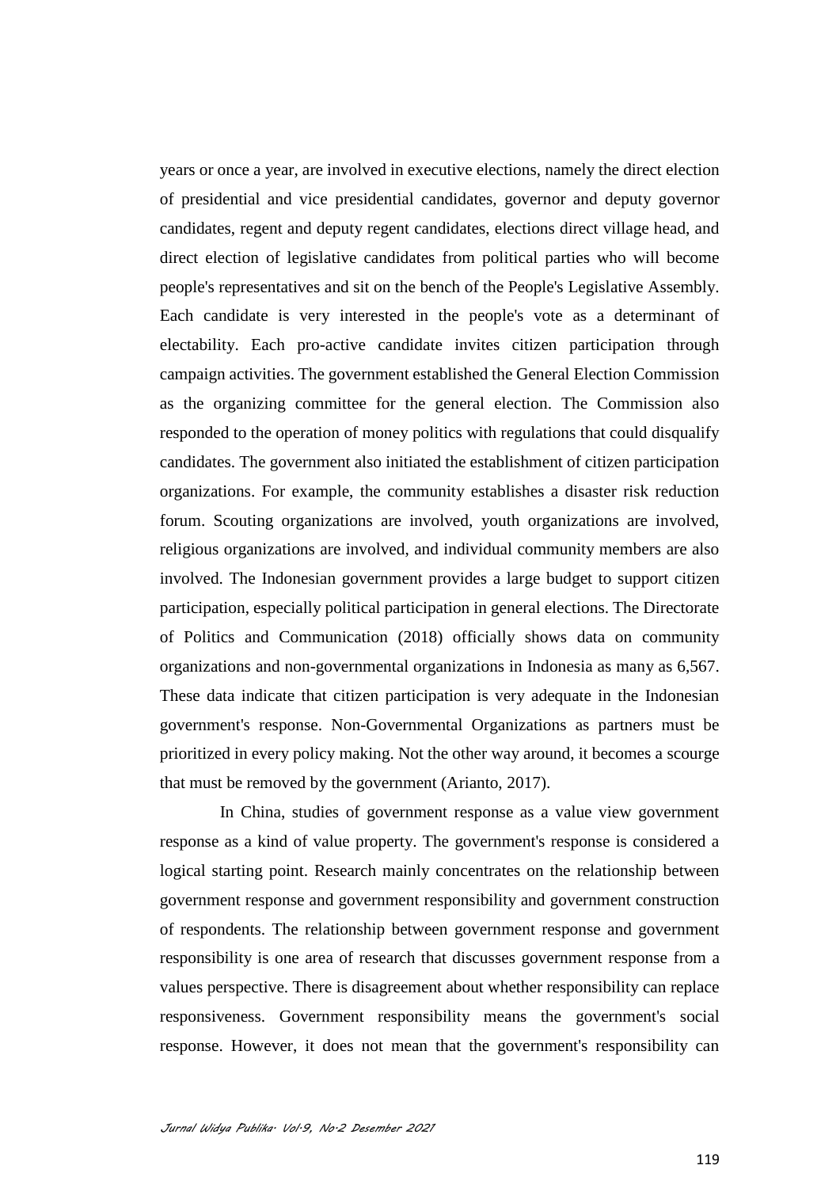years or once a year, are involved in executive elections, namely the direct election of presidential and vice presidential candidates, governor and deputy governor candidates, regent and deputy regent candidates, elections direct village head, and direct election of legislative candidates from political parties who will become people's representatives and sit on the bench of the People's Legislative Assembly. Each candidate is very interested in the people's vote as a determinant of electability. Each pro-active candidate invites citizen participation through campaign activities. The government established the General Election Commission as the organizing committee for the general election. The Commission also responded to the operation of money politics with regulations that could disqualify candidates. The government also initiated the establishment of citizen participation organizations. For example, the community establishes a disaster risk reduction forum. Scouting organizations are involved, youth organizations are involved, religious organizations are involved, and individual community members are also involved. The Indonesian government provides a large budget to support citizen participation, especially political participation in general elections. The Directorate of Politics and Communication (2018) officially shows data on community organizations and non-governmental organizations in Indonesia as many as 6,567. These data indicate that citizen participation is very adequate in the Indonesian government's response. Non-Governmental Organizations as partners must be prioritized in every policy making. Not the other way around, it becomes a scourge that must be removed by the government (Arianto, 2017).

In China, studies of government response as a value view government response as a kind of value property. The government's response is considered a logical starting point. Research mainly concentrates on the relationship between government response and government responsibility and government construction of respondents. The relationship between government response and government responsibility is one area of research that discusses government response from a values perspective. There is disagreement about whether responsibility can replace responsiveness. Government responsibility means the government's social response. However, it does not mean that the government's responsibility can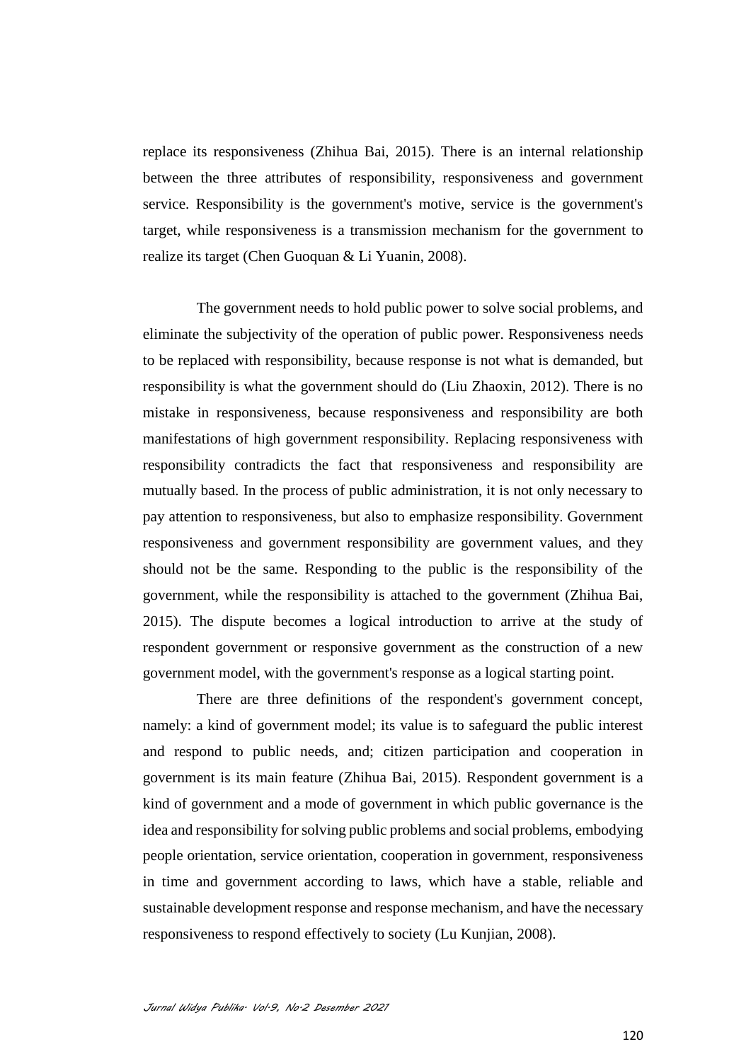replace its responsiveness (Zhihua Bai, 2015). There is an internal relationship between the three attributes of responsibility, responsiveness and government service. Responsibility is the government's motive, service is the government's target, while responsiveness is a transmission mechanism for the government to realize its target (Chen Guoquan & Li Yuanin, 2008).

The government needs to hold public power to solve social problems, and eliminate the subjectivity of the operation of public power. Responsiveness needs to be replaced with responsibility, because response is not what is demanded, but responsibility is what the government should do (Liu Zhaoxin, 2012). There is no mistake in responsiveness, because responsiveness and responsibility are both manifestations of high government responsibility. Replacing responsiveness with responsibility contradicts the fact that responsiveness and responsibility are mutually based. In the process of public administration, it is not only necessary to pay attention to responsiveness, but also to emphasize responsibility. Government responsiveness and government responsibility are government values, and they should not be the same. Responding to the public is the responsibility of the government, while the responsibility is attached to the government (Zhihua Bai, 2015). The dispute becomes a logical introduction to arrive at the study of respondent government or responsive government as the construction of a new government model, with the government's response as a logical starting point.

There are three definitions of the respondent's government concept, namely: a kind of government model; its value is to safeguard the public interest and respond to public needs, and; citizen participation and cooperation in government is its main feature (Zhihua Bai, 2015). Respondent government is a kind of government and a mode of government in which public governance is the idea and responsibility for solving public problems and social problems, embodying people orientation, service orientation, cooperation in government, responsiveness in time and government according to laws, which have a stable, reliable and sustainable development response and response mechanism, and have the necessary responsiveness to respond effectively to society (Lu Kunjian, 2008).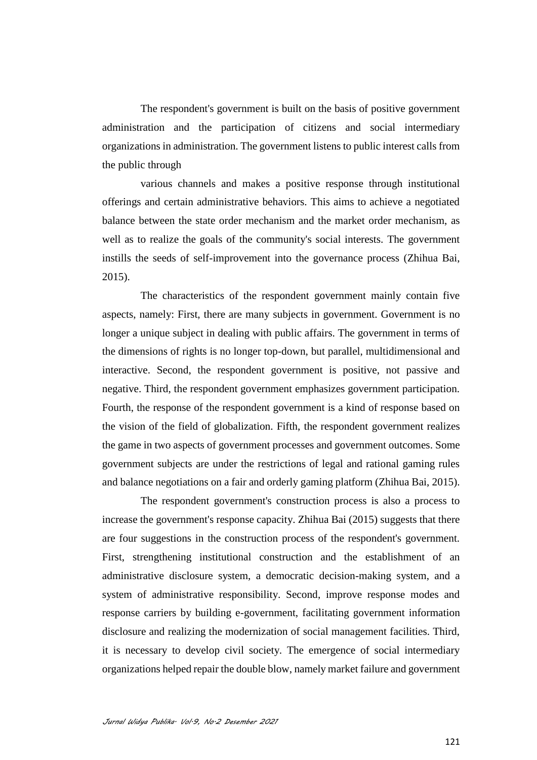The respondent's government is built on the basis of positive government administration and the participation of citizens and social intermediary organizations in administration. The government listens to public interest calls from the public through

various channels and makes a positive response through institutional offerings and certain administrative behaviors. This aims to achieve a negotiated balance between the state order mechanism and the market order mechanism, as well as to realize the goals of the community's social interests. The government instills the seeds of self-improvement into the governance process (Zhihua Bai, 2015).

The characteristics of the respondent government mainly contain five aspects, namely: First, there are many subjects in government. Government is no longer a unique subject in dealing with public affairs. The government in terms of the dimensions of rights is no longer top-down, but parallel, multidimensional and interactive. Second, the respondent government is positive, not passive and negative. Third, the respondent government emphasizes government participation. Fourth, the response of the respondent government is a kind of response based on the vision of the field of globalization. Fifth, the respondent government realizes the game in two aspects of government processes and government outcomes. Some government subjects are under the restrictions of legal and rational gaming rules and balance negotiations on a fair and orderly gaming platform (Zhihua Bai, 2015).

The respondent government's construction process is also a process to increase the government's response capacity. Zhihua Bai (2015) suggests that there are four suggestions in the construction process of the respondent's government. First, strengthening institutional construction and the establishment of an administrative disclosure system, a democratic decision-making system, and a system of administrative responsibility. Second, improve response modes and response carriers by building e-government, facilitating government information disclosure and realizing the modernization of social management facilities. Third, it is necessary to develop civil society. The emergence of social intermediary organizations helped repair the double blow, namely market failure and government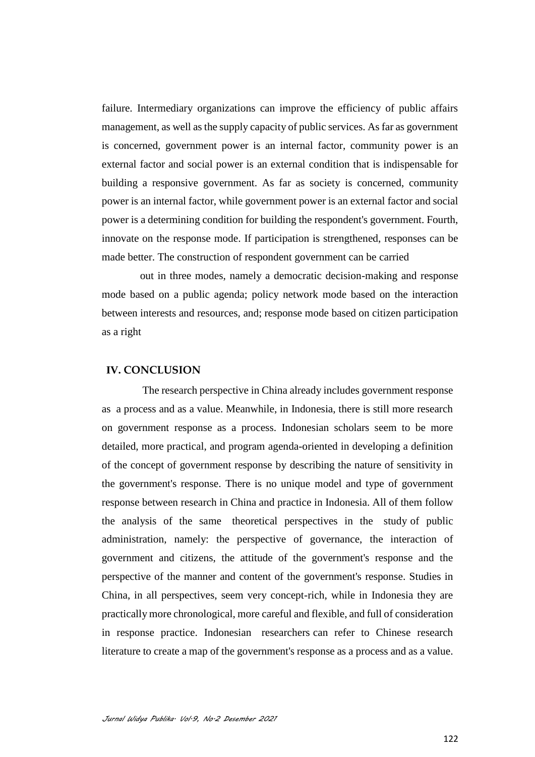failure. Intermediary organizations can improve the efficiency of public affairs management, as well as the supply capacity of public services. As far as government is concerned, government power is an internal factor, community power is an external factor and social power is an external condition that is indispensable for building a responsive government. As far as society is concerned, community power is an internal factor, while government power is an external factor and social power is a determining condition for building the respondent's government. Fourth, innovate on the response mode. If participation is strengthened, responses can be made better. The construction of respondent government can be carried

out in three modes, namely a democratic decision-making and response mode based on a public agenda; policy network mode based on the interaction between interests and resources, and; response mode based on citizen participation as a right

## IV. CONCLUSION

The research perspective in China already includes government response as a process and as a value. Meanwhile, in Indonesia, there is still more research on government response as a process. Indonesian scholars seem to be more detailed, more practical, and program agenda-oriented in developing a definition of the concept of government response by describing the nature of sensitivity in the government's response. There is no unique model and type of government response between research in China and practice in Indonesia. All of them follow the analysis of the same theoretical perspectives in the study of public administration, namely: the perspective of governance, the interaction of government and citizens, the attitude of the government's response and the perspective of the manner and content of the government's response. Studies in China, in all perspectives, seem very concept-rich, while in Indonesia they are practically more chronological, more careful and flexible, and full of consideration in response practice. Indonesian researchers can refer to Chinese research literature to create a map of the government's response as a process and as a value.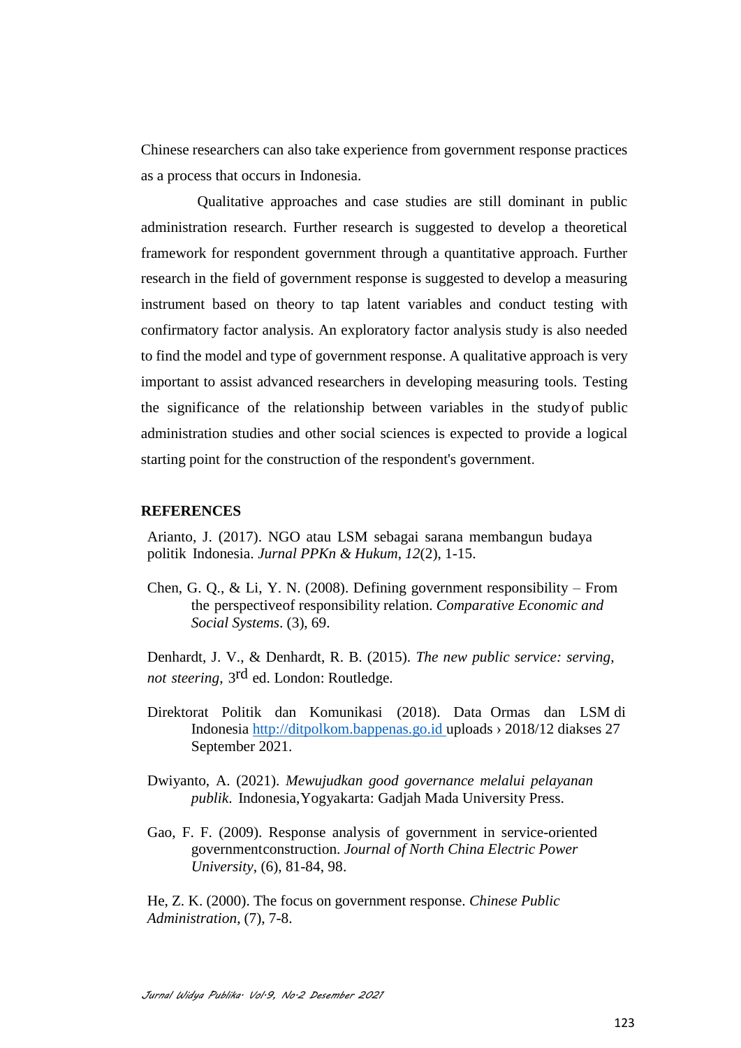Chinese researchers can also take experience from government response practices as a process that occurs in Indonesia.

Qualitative approaches and case studies are still dominant in public administration research. Further research is suggested to develop a theoretical framework for respondent government through a quantitative approach. Further research in the field of government response is suggested to develop a measuring instrument based on theory to tap latent variables and conduct testing with confirmatory factor analysis. An exploratory factor analysis study is also needed to find the model and type of government response. A qualitative approach is very important to assist advanced researchers in developing measuring tools. Testing the significance of the relationship between variables in the study of public administration studies and other social sciences is expected to provide a logical starting point for the construction of the respondent's government.

## REFERENCES

Arianto, J. (2017). NGO atau LSM sebagai sarana membangun budaya politik Indonesia. *Jurnal PPKn & Hukum*, *12*(2), 1-15.

Chen, G. Q., & Li, Y. N. (2008). Defining government responsibility – From the perspectiveof responsibility relation. *Comparative Economic and Social Systems*. (3), 69.

Denhardt, J. V., & Denhardt, R. B. (2015). *The new public service: serving, not steering*, 3rd ed. London: Routledge.

Direktorat Politik dan Komunikasi (2018). Data Ormas dan LSM di Indonesia http://ditpolkom.bappenas.go.id uploads › 2018/12 diakses 27 September 2021.

Dwiyanto, A. (2021). *Mewujudkan good governance melalui pelayanan publik*. Indonesia,Yogyakarta: Gadjah Mada University Press.

Gao, F. F. (2009). Response analysis of government in service-oriented governmentconstruction. *Journal of North China Electric Power University*, (6), 81-84, 98.

He, Z. K. (2000). The focus on government response. *Chinese Public Administration*, (7), 7-8.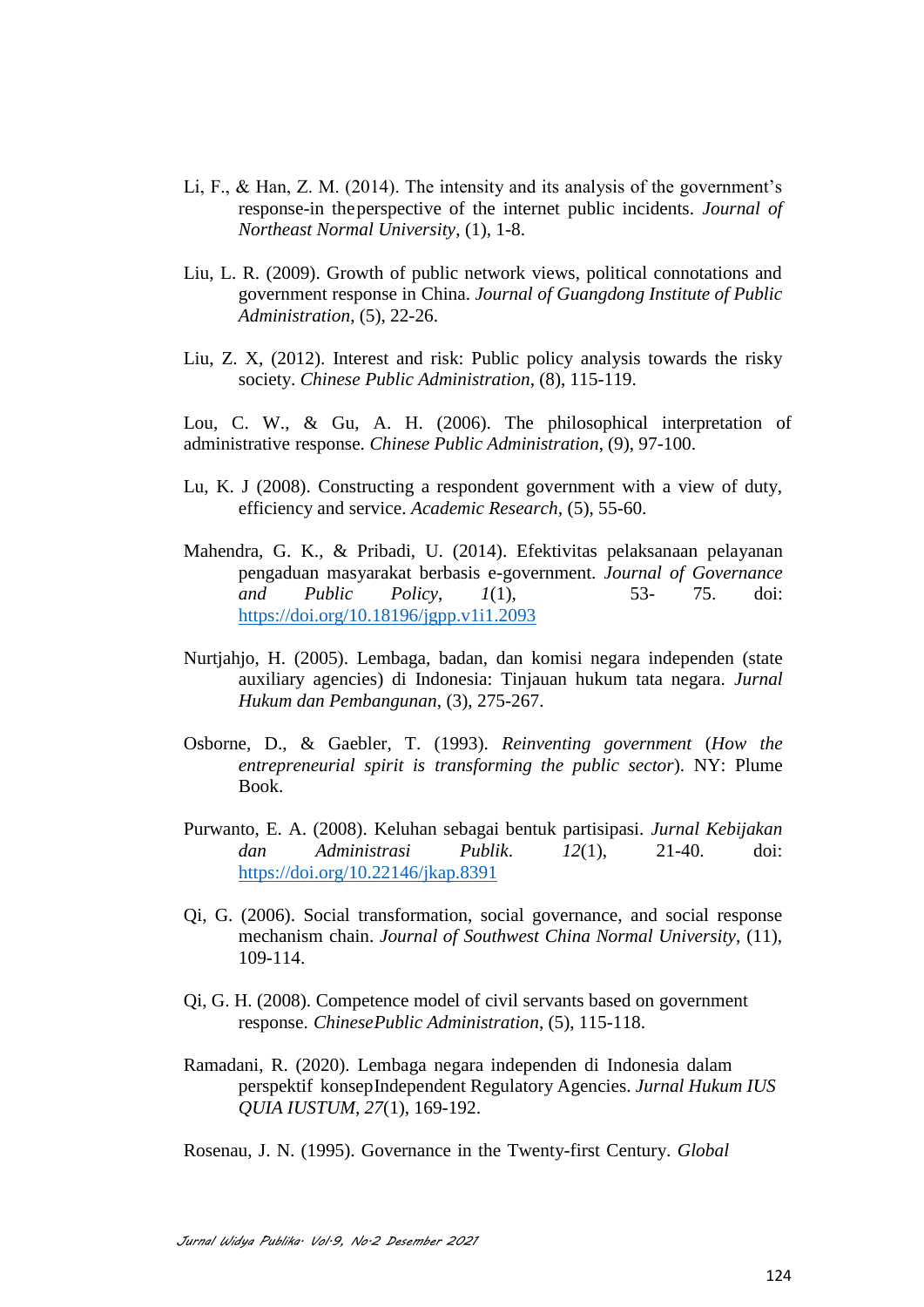Li, F., & Han, Z. M. (2014). The intensity and its analysis of the government's response-in theperspective of the internet public incidents. *Journal of Northeast Normal University*, (1), 1-8.

Liu, L. R. (2009). Growth of public network views, political connotations and government response in China. *Journal of Guangdong Institute of Public Administration*, (5), 22-26.

Liu, Z. X, (2012). Interest and risk: Public policy analysis towards the risky society. *Chinese Public Administration*, (8), 115-119.

Lou, C. W., & Gu, A. H. (2006). The philosophical interpretation of administrative response. *Chinese Public Administration*, (9), 97-100.

Lu, K. J (2008). Constructing a respondent government with a view of duty, efficiency and service. *Academic Research*, (5), 55-60.

Mahendra, G. K., & Pribadi, U. (2014). Efektivitas pelaksanaan pelayanan pengaduan masyarakat berbasis e-government. *Journal of Governance and Public Policy*, *1*(1), 53- 75. doi: https://doi.org/10.18196/jgpp.v1i1.2093

Nurtjahjo, H. (2005). Lembaga, badan, dan komisi negara independen (state auxiliary agencies) di Indonesia: Tinjauan hukum tata negara. *Jurnal Hukum dan Pembangunan*, (3), 275-267.

Osborne, D., & Gaebler, T. (1993). *Reinventing government* (*How the entrepreneurial spirit is transforming the public sector*). NY: Plume Book.

Purwanto, E. A. (2008). Keluhan sebagai bentuk partisipasi. *Jurnal Kebijakan dan Administrasi Publik*. *12*(1), 21-40. doi: https://doi.org/10.22146/jkap.8391

Qi, G. (2006). Social transformation, social governance, and social response mechanism chain. *Journal of Southwest China Normal University*, (11), 109-114.

Qi, G. H. (2008). Competence model of civil servants based on government response. *ChinesePublic Administration*, (5), 115-118.

Ramadani, R. (2020). Lembaga negara independen di Indonesia dalam perspektif konsepIndependent Regulatory Agencies. *Jurnal Hukum IUS QUIA IUSTUM*, *27*(1), 169-192.

Rosenau, J. N. (1995). Governance in the Twenty-first Century. *Global*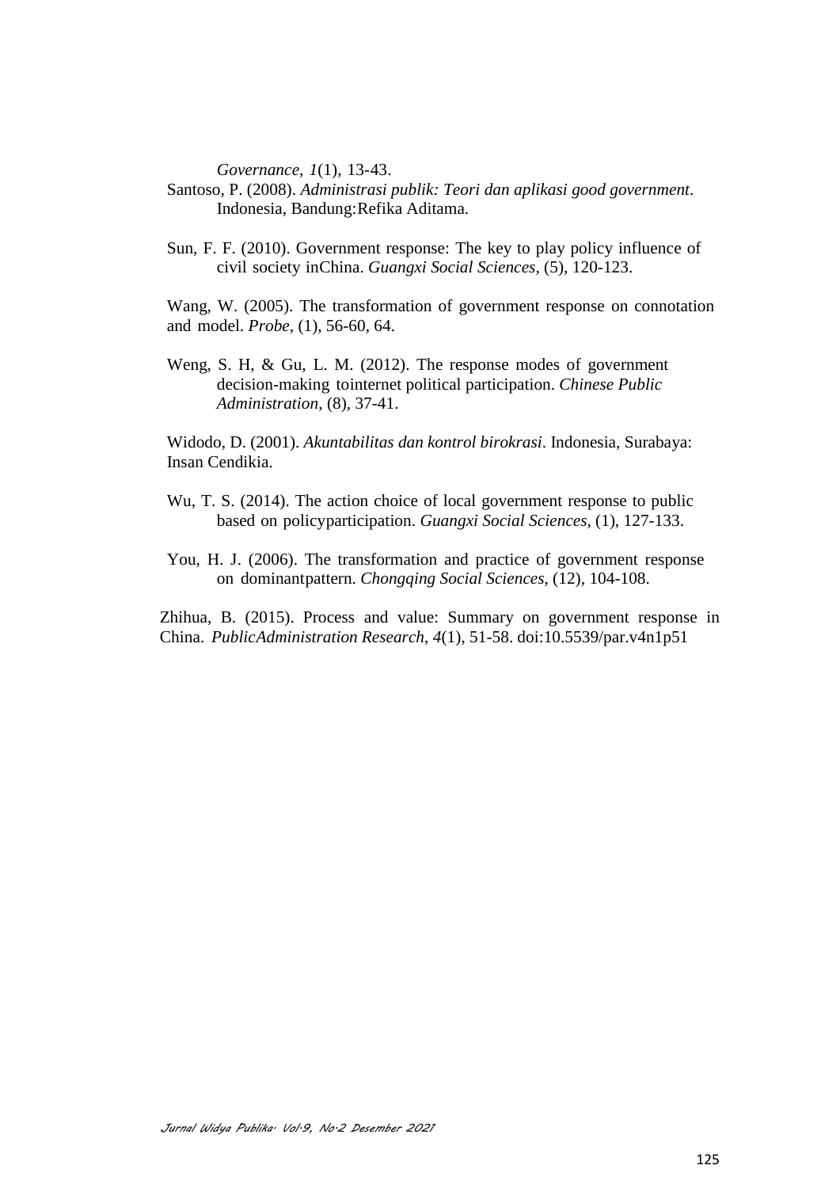*Governance*, *1*(1), 13-43.

Santoso, P. (2008). *Administrasi publik: Teori dan aplikasi good government*. Indonesia, Bandung:Refika Aditama.

Sun, F. F. (2010). Government response: The key to play policy influence of civil society inChina. *Guangxi Social Sciences*, (5), 120-123.

Wang, W. (2005). The transformation of government response on connotation and model. *Probe*, (1), 56-60, 64.

Weng, S. H, & Gu, L. M. (2012). The response modes of government decision-making tointernet political participation. *Chinese Public Administration*, (8), 37-41.

Widodo, D. (2001). *Akuntabilitas dan kontrol birokrasi*. Indonesia, Surabaya: Insan Cendikia.

Wu, T. S. (2014). The action choice of local government response to public based on policyparticipation. *Guangxi Social Sciences*, (1), 127-133.

You, H. J. (2006). The transformation and practice of government response on dominantpattern. *Chongqing Social Sciences*, (12), 104-108.

Zhihua, B. (2015). Process and value: Summary on government response in China. *PublicAdministration Research*, *4*(1), 51-58. doi:10.5539/par.v4n1p51